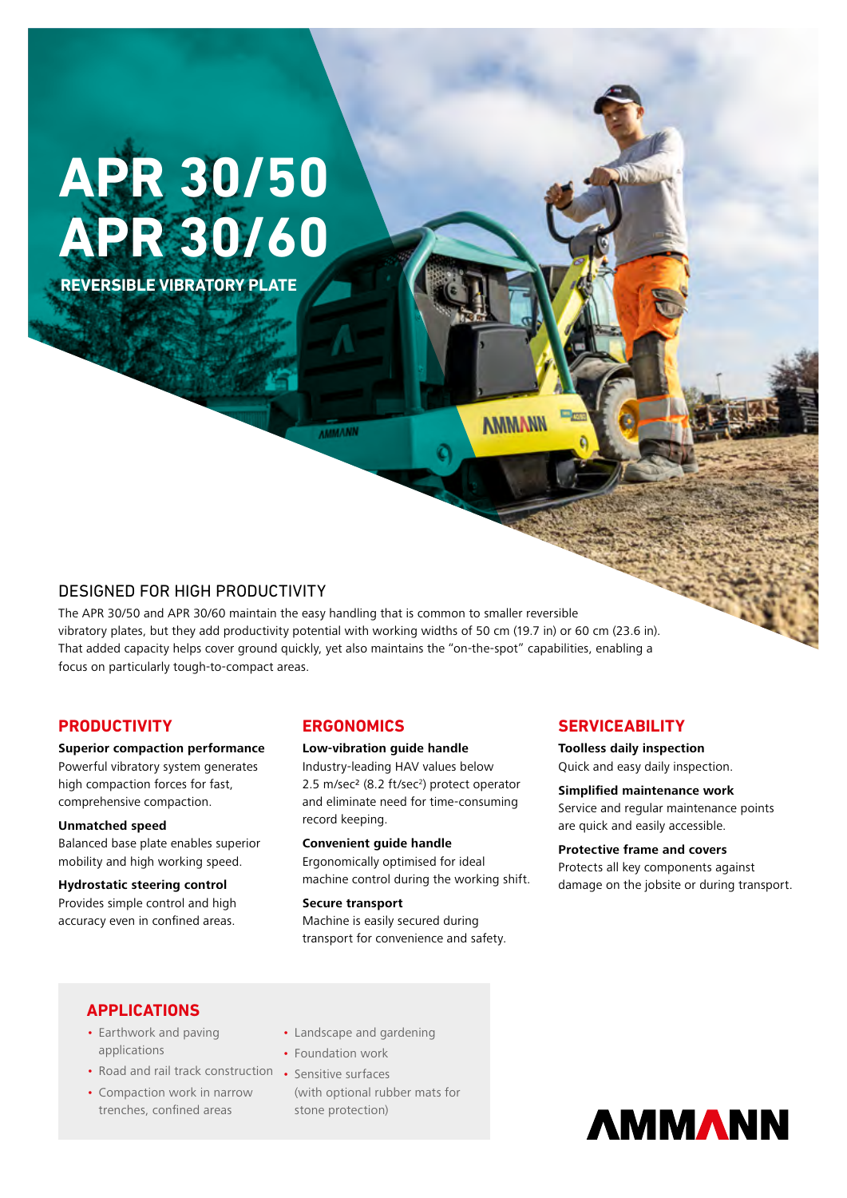# APR 30/50
# APR 30/60

**REVERSIBLE VIBRATORY PLATE**

## DESIGNED FOR HIGH PRODUCTIVITY

The APR 30/50 and APR 30/60 maintain the easy handling that is common to smaller reversible vibratory plates, but they add productivity potential with working widths of 50 cm (19.7 in) or 60 cm (23.6 in). That added capacity helps cover ground quickly, yet also maintains the "on-the-spot" capabilities, enabling a focus on particularly tough-to-compact areas.

## PRODUCTIVITY

**Superior compaction performance**
Powerful vibratory system generates high compaction forces for fast, comprehensive compaction.

**Unmatched speed**
Balanced base plate enables superior mobility and high working speed.

**Hydrostatic steering control**
Provides simple control and high accuracy even in confined areas.

## ERGONOMICS

**Low-vibration guide handle**
Industry-leading HAV values below 2.5 m/sec² (8.2 ft/sec²) protect operator and eliminate need for time-consuming record keeping.

**Convenient guide handle**
Ergonomically optimised for ideal machine control during the working shift.

**Secure transport**
Machine is easily secured during transport for convenience and safety.

## SERVICEABILITY

**Toolless daily inspection**
Quick and easy daily inspection.

**Simplified maintenance work**
Service and regular maintenance points are quick and easily accessible.

**Protective frame and covers**
Protects all key components against damage on the jobsite or during transport.

## APPLICATIONS

- Earthwork and paving applications
- Road and rail track construction
- Compaction work in narrow trenches, confined areas
- Landscape and gardening
- Foundation work
- Sensitive surfaces (with optional rubber mats for stone protection)

AMMANN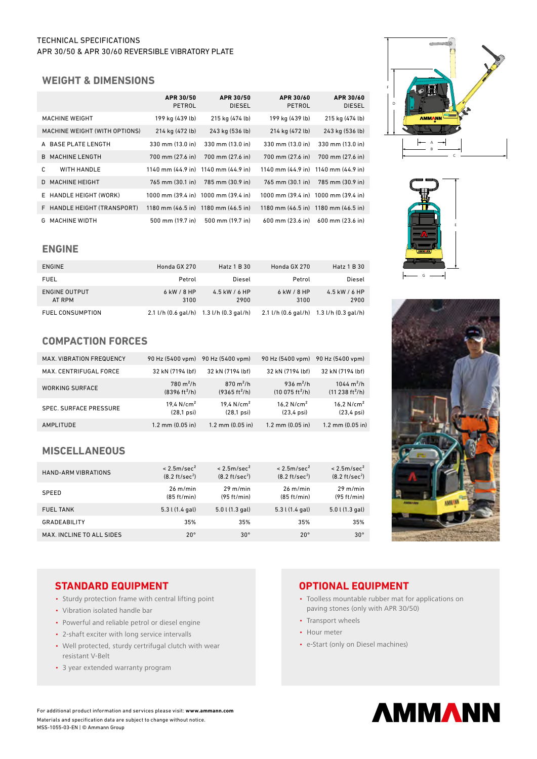TECHNICAL SPECIFICATIONS
APR 30/50 & APR 30/60 REVERSIBLE VIBRATORY PLATE

## WEIGHT & DIMENSIONS

| | APR 30/50 PETROL | APR 30/50 DIESEL | APR 30/60 PETROL | APR 30/60 DIESEL |
|---|---|---|---|---|
| MACHINE WEIGHT | 199 kg (439 lb) | 215 kg (474 lb) | 199 kg (439 lb) | 215 kg (474 lb) |
| MACHINE WEIGHT (WITH OPTIONS) | 214 kg (472 lb) | 243 kg (536 lb) | 214 kg (472 lb) | 243 kg (536 lb) |
| A BASE PLATE LENGTH | 330 mm (13.0 in) | 330 mm (13.0 in) | 330 mm (13.0 in) | 330 mm (13.0 in) |
| B MACHINE LENGTH | 700 mm (27.6 in) | 700 mm (27.6 in) | 700 mm (27.6 in) | 700 mm (27.6 in) |
| C WITH HANDLE | 1140 mm (44.9 in) | 1140 mm (44.9 in) | 1140 mm (44.9 in) | 1140 mm (44.9 in) |
| D MACHINE HEIGHT | 765 mm (30.1 in) | 785 mm (30.9 in) | 765 mm (30.1 in) | 785 mm (30.9 in) |
| E HANDLE HEIGHT (WORK) | 1000 mm (39.4 in) | 1000 mm (39.4 in) | 1000 mm (39.4 in) | 1000 mm (39.4 in) |
| F HANDLE HEIGHT (TRANSPORT) | 1180 mm (46.5 in) | 1180 mm (46.5 in) | 1180 mm (46.5 in) | 1180 mm (46.5 in) |
| G MACHINE WIDTH | 500 mm (19.7 in) | 500 mm (19.7 in) | 600 mm (23.6 in) | 600 mm (23.6 in) |

## ENGINE

| | | | | |
|---|---|---|---|---|
| ENGINE | Honda GX 270 | Hatz 1 B 30 | Honda GX 270 | Hatz 1 B 30 |
| FUEL | Petrol | Diesel | Petrol | Diesel |
| ENGINE OUTPUT AT RPM | 6 kW / 8 HP 3100 | 4.5 kW / 6 HP 2900 | 6 kW / 8 HP 3100 | 4.5 kW / 6 HP 2900 |
| FUEL CONSUMPTION | 2.1 l/h (0.6 gal/h) | 1.3 l/h (0.3 gal/h) | 2.1 l/h (0.6 gal/h) | 1.3 l/h (0.3 gal/h) |

## COMPACTION FORCES

| | | | | |
|---|---|---|---|---|
| MAX. VIBRATION FREQUENCY | 90 Hz (5400 vpm) | 90 Hz (5400 vpm) | 90 Hz (5400 vpm) | 90 Hz (5400 vpm) |
| MAX. CENTRIFUGAL FORCE | 32 kN (7194 lbf) | 32 kN (7194 lbf) | 32 kN (7194 lbf) | 32 kN (7194 lbf) |
| WORKING SURFACE | 780 $m^2$/h (8396 $ft^2$/h) | 870 $m^2$/h (9365 $ft^2$/h) | 936 $m^2$/h (10 075 $ft^2$/h) | 1044 $m^2$/h (11 238 $ft^2$/h) |
| SPEC. SURFACE PRESSURE | 19,4 N/$cm^2$ (28,1 psi) | 19,4 N/$cm^2$ (28,1 psi) | 16,2 N/$cm^2$ (23,4 psi) | 16,2 N/$cm^2$ (23,4 psi) |
| AMPLITUDE | 1.2 mm (0.05 in) | 1.2 mm (0.05 in) | 1.2 mm (0.05 in) | 1.2 mm (0.05 in) |

## MISCELLANEOUS

| | | | | |
|---|---|---|---|---|
| HAND-ARM VIBRATIONS | < 2.5m/$sec^2$ (8.2 ft/$sec^2$) | < 2.5m/$sec^2$ (8.2 ft/$sec^2$) | < 2.5m/$sec^2$ (8.2 ft/$sec^2$) | < 2.5m/$sec^2$ (8.2 ft/$sec^2$) |
| SPEED | 26 m/min (85 ft/min) | 29 m/min (95 ft/min) | 26 m/min (85 ft/min) | 29 m/min (95 ft/min) |
| FUEL TANK | 5.3 l (1.4 gal) | 5.0 l (1.3 gal) | 5.3 l (1.4 gal) | 5.0 l (1.3 gal) |
| GRADEABILITY | 35% | 35% | 35% | 35% |
| MAX. INCLINE TO ALL SIDES | 20° | 30° | 20° | 30° |

## STANDARD EQUIPMENT

- Sturdy protection frame with central lifting point
- Vibration isolated handle bar
- Powerful and reliable petrol or diesel engine
- 2-shaft exciter with long service intervals
- Well protected, sturdy certrifugal clutch with wear resistant V-Belt
- 3 year extended warranty program

## OPTIONAL EQUIPMENT

- Toolless mountable rubber mat for applications on paving stones (only with APR 30/50)
- Transport wheels
- Hour meter
- e-Start (only on Diesel machines)

For additional product information and services please visit: **www.ammann.com**
Materials and specification data are subject to change without notice.
MSS-1055-03-EN | © Ammann Group

AMMANN